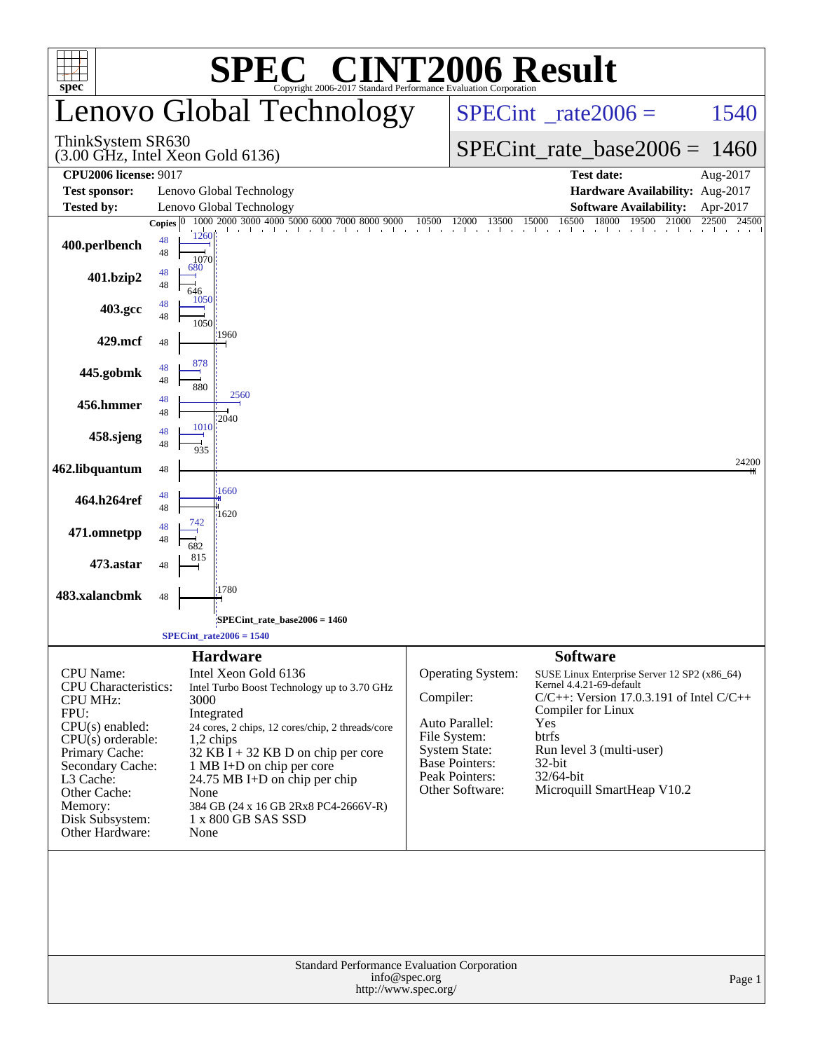# SPEC® CINT2006 Result

Copyright 2006-2017 Standard Performance Evaluation Corporation

## Lenovo Global Technology

ThinkSystem SR630
(3.00 GHz, Intel Xeon Gold 6136)

SPECint_rate2006 = 1540

SPECint_rate_base2006 = 1460

| | | | |
|---|---|---|---|
| **CPU2006 license:** 9017 | | **Test date:** | Aug-2017 |
| **Test sponsor:** | Lenovo Global Technology | **Hardware Availability:** | Aug-2017 |
| **Tested by:** | Lenovo Global Technology | **Software Availability:** | Apr-2017 |

| Benchmark | Copies (peak) | Copies (base) | Peak | Base |
|---|---|---|---|---|
| 400.perlbench | 48 | 48 | 1260 | 1070 |
| 401.bzip2 | 48 | 48 | 680 | 646 |
| 403.gcc | 48 | 48 | 1050 | 1050 |
| 429.mcf | | 48 | | 1960 |
| 445.gobmk | 48 | 48 | 878 | 880 |
| 456.hmmer | 48 | 48 | 2560 | 2040 |
| 458.sjeng | 48 | 48 | 1010 | 935 |
| 462.libquantum | | 48 | | 24200 |
| 464.h264ref | 48 | 48 | 1660 | 1620 |
| 471.omnetpp | 48 | 48 | 742 | 682 |
| 473.astar | | 48 | | 815 |
| 483.xalancbmk | | 48 | | 1780 |

SPECint_rate_base2006 = 1460

SPECint_rate2006 = 1540

## Hardware

| | |
|---|---|
| CPU Name: | Intel Xeon Gold 6136 |
| CPU Characteristics: | Intel Turbo Boost Technology up to 3.70 GHz |
| CPU MHz: | 3000 |
| FPU: | Integrated |
| CPU(s) enabled: | 24 cores, 2 chips, 12 cores/chip, 2 threads/core |
| CPU(s) orderable: | 1,2 chips |
| Primary Cache: | 32 KB I + 32 KB D on chip per core |
| Secondary Cache: | 1 MB I+D on chip per core |
| L3 Cache: | 24.75 MB I+D on chip per chip |
| Other Cache: | None |
| Memory: | 384 GB (24 x 16 GB 2Rx8 PC4-2666V-R) |
| Disk Subsystem: | 1 x 800 GB SAS SSD |
| Other Hardware: | None |

## Software

| | |
|---|---|
| Operating System: | SUSE Linux Enterprise Server 12 SP2 (x86_64) Kernel 4.4.21-69-default |
| Compiler: | C/C++: Version 17.0.3.191 of Intel C/C++ Compiler for Linux |
| Auto Parallel: | Yes |
| File System: | btrfs |
| System State: | Run level 3 (multi-user) |
| Base Pointers: | 32-bit |
| Peak Pointers: | 32/64-bit |
| Other Software: | Microquill SmartHeap V10.2 |

Standard Performance Evaluation Corporation
info@spec.org
http://www.spec.org/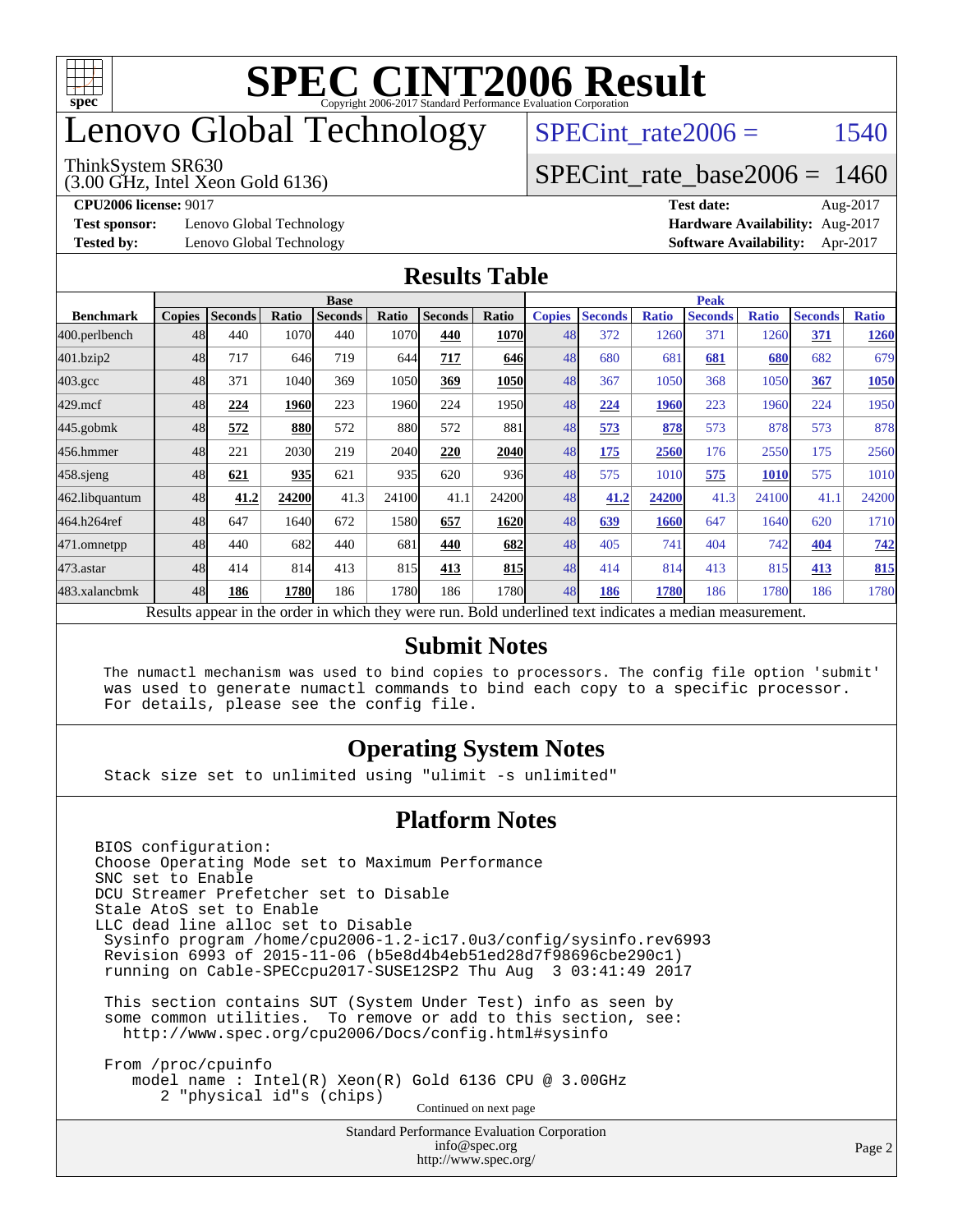# SPEC CINT2006 Result

Copyright 2006-2017 Standard Performance Evaluation Corporation

# Lenovo Global Technology

ThinkSystem SR630
(3.00 GHz, Intel Xeon Gold 6136)

SPECint_rate2006 = 1540

SPECint_rate_base2006 = 1460

**CPU2006 license:** 9017
**Test sponsor:** Lenovo Global Technology
**Tested by:** Lenovo Global Technology

**Test date:** Aug-2017
**Hardware Availability:** Aug-2017
**Software Availability:** Apr-2017

## Results Table

| Benchmark | Base | | | | | | | Peak | | | | | | |
|---|---|---|---|---|---|---|---|---|---|---|---|---|---|---|
| | Copies | Seconds | Ratio | Seconds | Ratio | Seconds | Ratio | Copies | Seconds | Ratio | Seconds | Ratio | Seconds | Ratio |
| 400.perlbench | 48 | 440 | 1070 | 440 | 1070 | **440** | **1070** | 48 | 372 | 1260 | 371 | 1260 | **371** | **1260** |
| 401.bzip2 | 48 | 717 | 646 | 719 | 644 | **717** | **646** | 48 | 680 | 681 | **681** | **680** | 682 | 679 |
| 403.gcc | 48 | 371 | 1040 | 369 | 1050 | **369** | **1050** | 48 | 367 | 1050 | 368 | 1050 | **367** | **1050** |
| 429.mcf | 48 | **224** | **1960** | 223 | 1960 | 224 | 1950 | 48 | **224** | **1960** | 223 | 1960 | 224 | 1950 |
| 445.gobmk | 48 | **572** | **880** | 572 | 880 | 572 | 881 | 48 | **573** | **878** | 573 | 878 | 573 | 878 |
| 456.hmmer | 48 | 221 | 2030 | 219 | 2040 | **220** | **2040** | 48 | **175** | **2560** | 176 | 2550 | 175 | 2560 |
| 458.sjeng | 48 | **621** | **935** | 621 | 935 | 620 | 936 | 48 | 575 | 1010 | **575** | **1010** | 575 | 1010 |
| 462.libquantum | 48 | **41.2** | **24200** | 41.3 | 24100 | 41.1 | 24200 | 48 | **41.2** | **24200** | 41.3 | 24100 | 41.1 | 24200 |
| 464.h264ref | 48 | 647 | 1640 | 672 | 1580 | **657** | **1620** | 48 | **639** | **1660** | 647 | 1640 | 620 | 1710 |
| 471.omnetpp | 48 | 440 | 682 | 440 | 681 | **440** | **682** | 48 | 405 | 741 | 404 | 742 | **404** | **742** |
| 473.astar | 48 | 414 | 814 | 413 | 815 | **413** | **815** | 48 | 414 | 814 | 413 | 815 | **413** | **815** |
| 483.xalancbmk | 48 | **186** | **1780** | 186 | 1780 | 186 | 1780 | 48 | **186** | **1780** | 186 | 1780 | 186 | 1780 |

Results appear in the order in which they were run. Bold underlined text indicates a median measurement.

## Submit Notes

```
The numactl mechanism was used to bind copies to processors. The config file option 'submit'
was used to generate numactl commands to bind each copy to a specific processor.
For details, please see the config file.
```

## Operating System Notes

```
Stack size set to unlimited using "ulimit -s unlimited"
```

## Platform Notes

```
BIOS configuration:
Choose Operating Mode set to Maximum Performance
SNC set to Enable
DCU Streamer Prefetcher set to Disable
Stale AtoS set to Enable
LLC dead line alloc set to Disable
 Sysinfo program /home/cpu2006-1.2-ic17.0u3/config/sysinfo.rev6993
 Revision 6993 of 2015-11-06 (b5e8d4b4eb51ed28d7f98696cbe290c1)
 running on Cable-SPECcpu2017-SUSE12SP2 Thu Aug  3 03:41:49 2017

 This section contains SUT (System Under Test) info as seen by
 some common utilities.  To remove or add to this section, see:
   http://www.spec.org/cpu2006/Docs/config.html#sysinfo

 From /proc/cpuinfo
    model name : Intel(R) Xeon(R) Gold 6136 CPU @ 3.00GHz
       2 "physical id"s (chips)
```

Continued on next page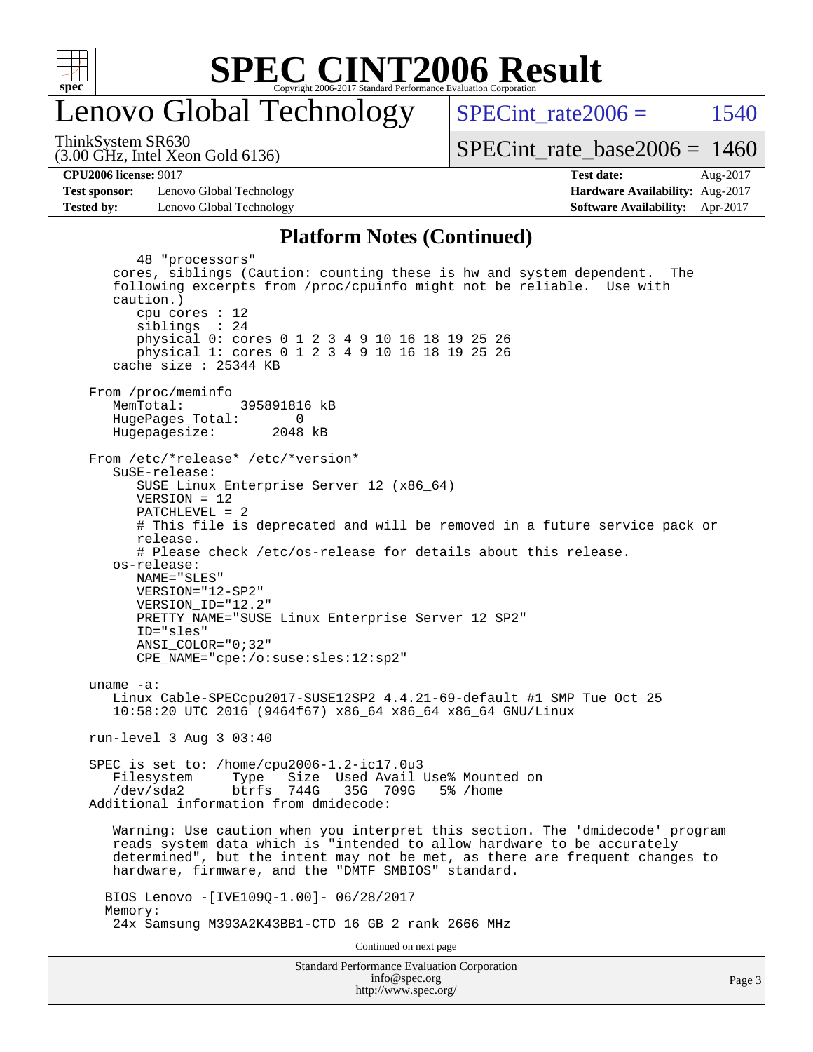# SPEC CINT2006 Result

## Lenovo Global Technology

ThinkSystem SR630
(3.00 GHz, Intel Xeon Gold 6136)

SPECint_rate2006 = 1540

SPECint_rate_base2006 = 1460

| | | | |
|---|---|---|---|
| **CPU2006 license:** 9017 | | **Test date:** | Aug-2017 |
| **Test sponsor:** | Lenovo Global Technology | **Hardware Availability:** | Aug-2017 |
| **Tested by:** | Lenovo Global Technology | **Software Availability:** | Apr-2017 |

### Platform Notes (Continued)

```
      48 "processors"
   cores, siblings (Caution: counting these is hw and system dependent.  The
   following excerpts from /proc/cpuinfo might not be reliable.  Use with
   caution.)
      cpu cores : 12
      siblings  : 24
      physical 0: cores 0 1 2 3 4 9 10 16 18 19 25 26
      physical 1: cores 0 1 2 3 4 9 10 16 18 19 25 26
   cache size : 25344 KB

From /proc/meminfo
   MemTotal:       395891816 kB
   HugePages_Total:       0
   Hugepagesize:       2048 kB

From /etc/*release* /etc/*version*
   SuSE-release:
      SUSE Linux Enterprise Server 12 (x86_64)
      VERSION = 12
      PATCHLEVEL = 2
      # This file is deprecated and will be removed in a future service pack or
      release.
      # Please check /etc/os-release for details about this release.
   os-release:
      NAME="SLES"
      VERSION="12-SP2"
      VERSION_ID="12.2"
      PRETTY_NAME="SUSE Linux Enterprise Server 12 SP2"
      ID="sles"
      ANSI_COLOR="0;32"
      CPE_NAME="cpe:/o:suse:sles:12:sp2"

uname -a:
   Linux Cable-SPECcpu2017-SUSE12SP2 4.4.21-69-default #1 SMP Tue Oct 25
   10:58:20 UTC 2016 (9464f67) x86_64 x86_64 x86_64 GNU/Linux

run-level 3 Aug 3 03:40

SPEC is set to: /home/cpu2006-1.2-ic17.0u3
   Filesystem     Type   Size  Used Avail Use% Mounted on
   /dev/sda2      btrfs  744G   35G  709G   5% /home
Additional information from dmidecode:

   Warning: Use caution when you interpret this section. The 'dmidecode' program
   reads system data which is "intended to allow hardware to be accurately
   determined", but the intent may not be met, as there are frequent changes to
   hardware, firmware, and the "DMTF SMBIOS" standard.

  BIOS Lenovo -[IVE109Q-1.00]- 06/28/2017
  Memory:
   24x Samsung M393A2K43BB1-CTD 16 GB 2 rank 2666 MHz
```

Continued on next page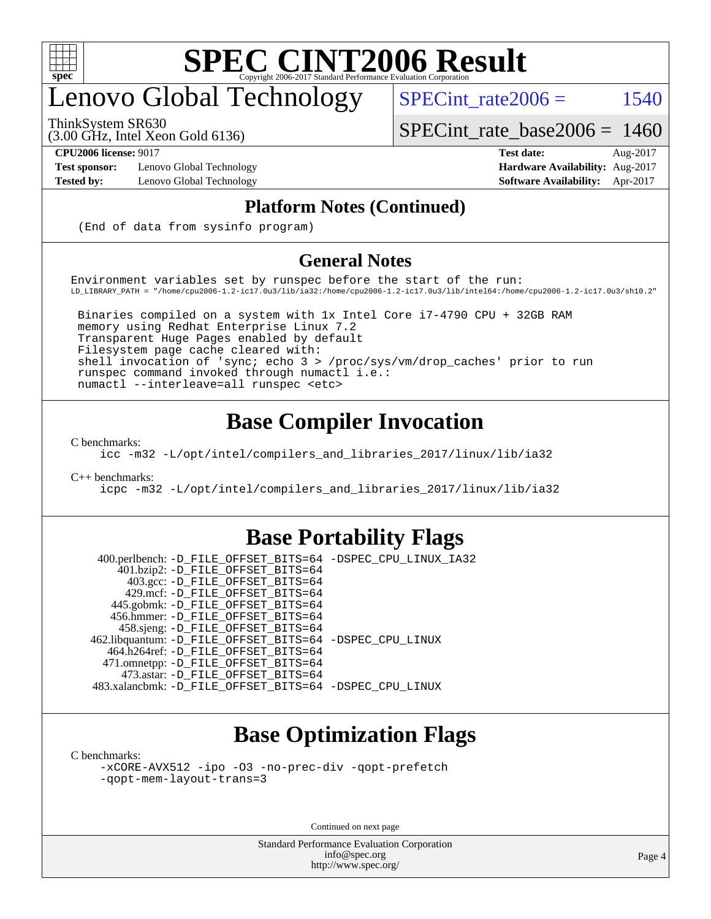# SPEC CINT2006 Result

## Lenovo Global Technology

ThinkSystem SR630
(3.00 GHz, Intel Xeon Gold 6136)

SPECint_rate2006 = 1540

SPECint_rate_base2006 = 1460

**CPU2006 license:** 9017
**Test sponsor:** Lenovo Global Technology
**Tested by:** Lenovo Global Technology

**Test date:** Aug-2017
**Hardware Availability:** Aug-2017
**Software Availability:** Apr-2017

### Platform Notes (Continued)

```
(End of data from sysinfo program)
```

### General Notes

```
Environment variables set by runspec before the start of the run:
LD_LIBRARY_PATH = "/home/cpu2006-1.2-ic17.0u3/lib/ia32:/home/cpu2006-1.2-ic17.0u3/lib/intel64:/home/cpu2006-1.2-ic17.0u3/sh10.2"

 Binaries compiled on a system with 1x Intel Core i7-4790 CPU + 32GB RAM
 memory using Redhat Enterprise Linux 7.2
 Transparent Huge Pages enabled by default
 Filesystem page cache cleared with:
 shell invocation of 'sync; echo 3 > /proc/sys/vm/drop_caches' prior to run
 runspec command invoked through numactl i.e.:
 numactl --interleave=all runspec <etc>
```

## Base Compiler Invocation

C benchmarks:
```
icc -m32 -L/opt/intel/compilers_and_libraries_2017/linux/lib/ia32
```

C++ benchmarks:
```
icpc -m32 -L/opt/intel/compilers_and_libraries_2017/linux/lib/ia32
```

## Base Portability Flags

```
  400.perlbench: -D_FILE_OFFSET_BITS=64 -DSPEC_CPU_LINUX_IA32
      401.bzip2: -D_FILE_OFFSET_BITS=64
        403.gcc: -D_FILE_OFFSET_BITS=64
        429.mcf: -D_FILE_OFFSET_BITS=64
      445.gobmk: -D_FILE_OFFSET_BITS=64
      456.hmmer: -D_FILE_OFFSET_BITS=64
      458.sjeng: -D_FILE_OFFSET_BITS=64
 462.libquantum: -D_FILE_OFFSET_BITS=64 -DSPEC_CPU_LINUX
    464.h264ref: -D_FILE_OFFSET_BITS=64
    471.omnetpp: -D_FILE_OFFSET_BITS=64
      473.astar: -D_FILE_OFFSET_BITS=64
 483.xalancbmk: -D_FILE_OFFSET_BITS=64 -DSPEC_CPU_LINUX
```

## Base Optimization Flags

C benchmarks:
```
-xCORE-AVX512 -ipo -O3 -no-prec-div -qopt-prefetch
-qopt-mem-layout-trans=3
```

Continued on next page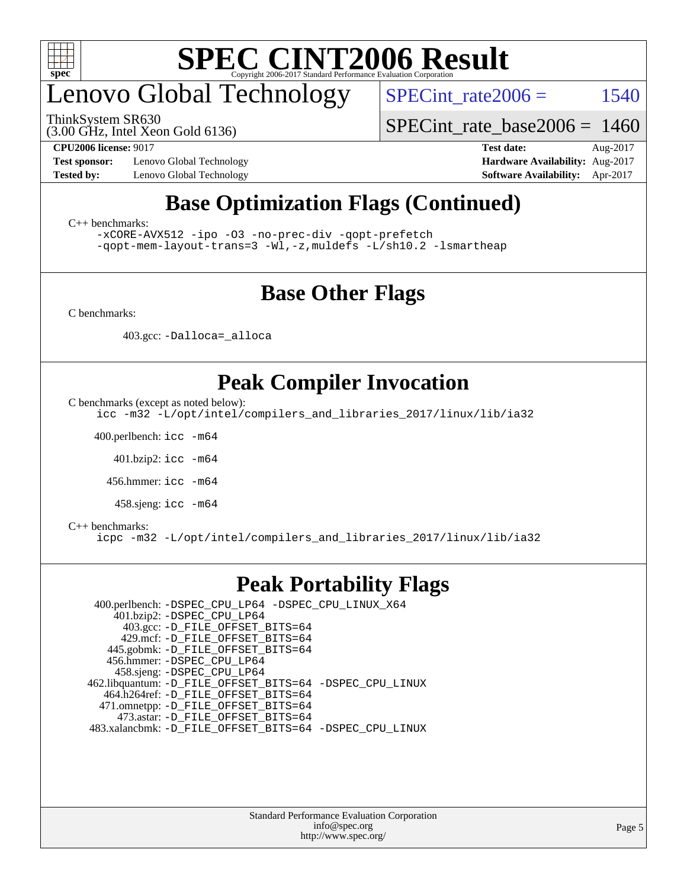# Lenovo Global Technology

ThinkSystem SR630
(3.00 GHz, Intel Xeon Gold 6136)

SPECint_rate2006 = 1540

SPECint_rate_base2006 = 1460

**CPU2006 license:** 9017
**Test sponsor:** Lenovo Global Technology
**Tested by:** Lenovo Global Technology

**Test date:** Aug-2017
**Hardware Availability:** Aug-2017
**Software Availability:** Apr-2017

## Base Optimization Flags (Continued)

C++ benchmarks:

```
-xCORE-AVX512 -ipo -O3 -no-prec-div -qopt-prefetch
-qopt-mem-layout-trans=3 -Wl,-z,muldefs -L/sh10.2 -lsmartheap
```

## Base Other Flags

C benchmarks:

403.gcc: `-Dalloca=_alloca`

## Peak Compiler Invocation

C benchmarks (except as noted below):

```
icc -m32 -L/opt/intel/compilers_and_libraries_2017/linux/lib/ia32
```

400.perlbench: `icc -m64`

401.bzip2: `icc -m64`

456.hmmer: `icc -m64`

458.sjeng: `icc -m64`

C++ benchmarks:

```
icpc -m32 -L/opt/intel/compilers_and_libraries_2017/linux/lib/ia32
```

## Peak Portability Flags

400.perlbench: `-DSPEC_CPU_LP64 -DSPEC_CPU_LINUX_X64`
401.bzip2: `-DSPEC_CPU_LP64`
403.gcc: `-D_FILE_OFFSET_BITS=64`
429.mcf: `-D_FILE_OFFSET_BITS=64`
445.gobmk: `-D_FILE_OFFSET_BITS=64`
456.hmmer: `-DSPEC_CPU_LP64`
458.sjeng: `-DSPEC_CPU_LP64`
462.libquantum: `-D_FILE_OFFSET_BITS=64 -DSPEC_CPU_LINUX`
464.h264ref: `-D_FILE_OFFSET_BITS=64`
471.omnetpp: `-D_FILE_OFFSET_BITS=64`
473.astar: `-D_FILE_OFFSET_BITS=64`
483.xalancbmk: `-D_FILE_OFFSET_BITS=64 -DSPEC_CPU_LINUX`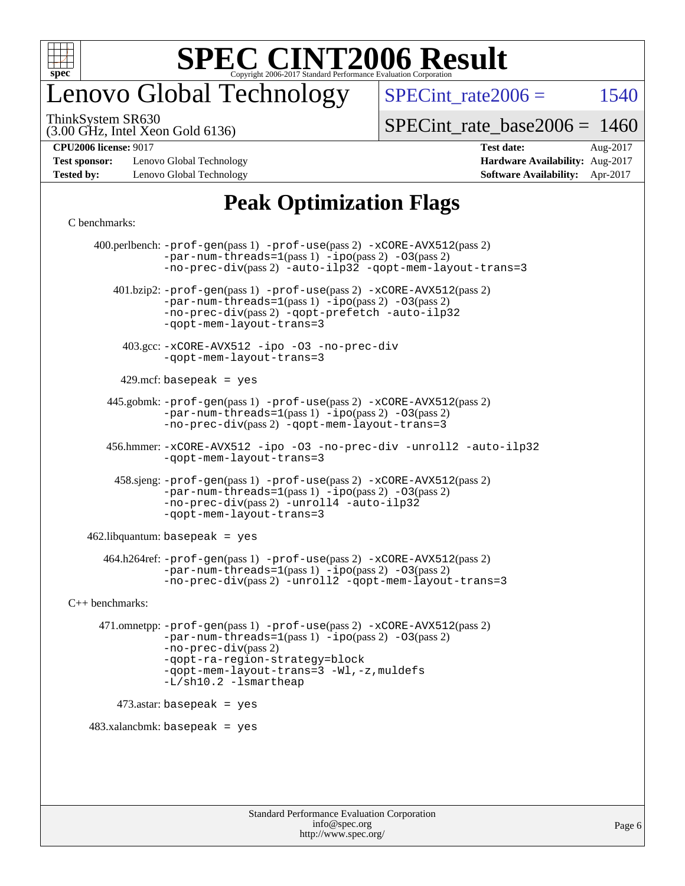# SPEC CINT2006 Result

Copyright 2006-2017 Standard Performance Evaluation Corporation

## Lenovo Global Technology

ThinkSystem SR630
(3.00 GHz, Intel Xeon Gold 6136)

SPECint_rate2006 = 1540

SPECint_rate_base2006 = 1460

**CPU2006 license:** 9017
**Test sponsor:** Lenovo Global Technology
**Tested by:** Lenovo Global Technology

**Test date:** Aug-2017
**Hardware Availability:** Aug-2017
**Software Availability:** Apr-2017

## Peak Optimization Flags

C benchmarks:

400.perlbench: -prof-gen(pass 1) -prof-use(pass 2) -xCORE-AVX512(pass 2) -par-num-threads=1(pass 1) -ipo(pass 2) -O3(pass 2) -no-prec-div(pass 2) -auto-ilp32 -qopt-mem-layout-trans=3

401.bzip2: -prof-gen(pass 1) -prof-use(pass 2) -xCORE-AVX512(pass 2) -par-num-threads=1(pass 1) -ipo(pass 2) -O3(pass 2) -no-prec-div(pass 2) -qopt-prefetch -auto-ilp32 -qopt-mem-layout-trans=3

403.gcc: -xCORE-AVX512 -ipo -O3 -no-prec-div -qopt-mem-layout-trans=3

429.mcf: basepeak = yes

445.gobmk: -prof-gen(pass 1) -prof-use(pass 2) -xCORE-AVX512(pass 2) -par-num-threads=1(pass 1) -ipo(pass 2) -O3(pass 2) -no-prec-div(pass 2) -qopt-mem-layout-trans=3

456.hmmer: -xCORE-AVX512 -ipo -O3 -no-prec-div -unroll2 -auto-ilp32 -qopt-mem-layout-trans=3

458.sjeng: -prof-gen(pass 1) -prof-use(pass 2) -xCORE-AVX512(pass 2) -par-num-threads=1(pass 1) -ipo(pass 2) -O3(pass 2) -no-prec-div(pass 2) -unroll4 -auto-ilp32 -qopt-mem-layout-trans=3

462.libquantum: basepeak = yes

464.h264ref: -prof-gen(pass 1) -prof-use(pass 2) -xCORE-AVX512(pass 2) -par-num-threads=1(pass 1) -ipo(pass 2) -O3(pass 2) -no-prec-div(pass 2) -unroll2 -qopt-mem-layout-trans=3

C++ benchmarks:

471.omnetpp: -prof-gen(pass 1) -prof-use(pass 2) -xCORE-AVX512(pass 2) -par-num-threads=1(pass 1) -ipo(pass 2) -O3(pass 2) -no-prec-div(pass 2) -qopt-ra-region-strategy=block -qopt-mem-layout-trans=3 -Wl,-z,muldefs -L/sh10.2 -lsmartheap

473.astar: basepeak = yes

483.xalancbmk: basepeak = yes

Standard Performance Evaluation Corporation
info@spec.org
http://www.spec.org/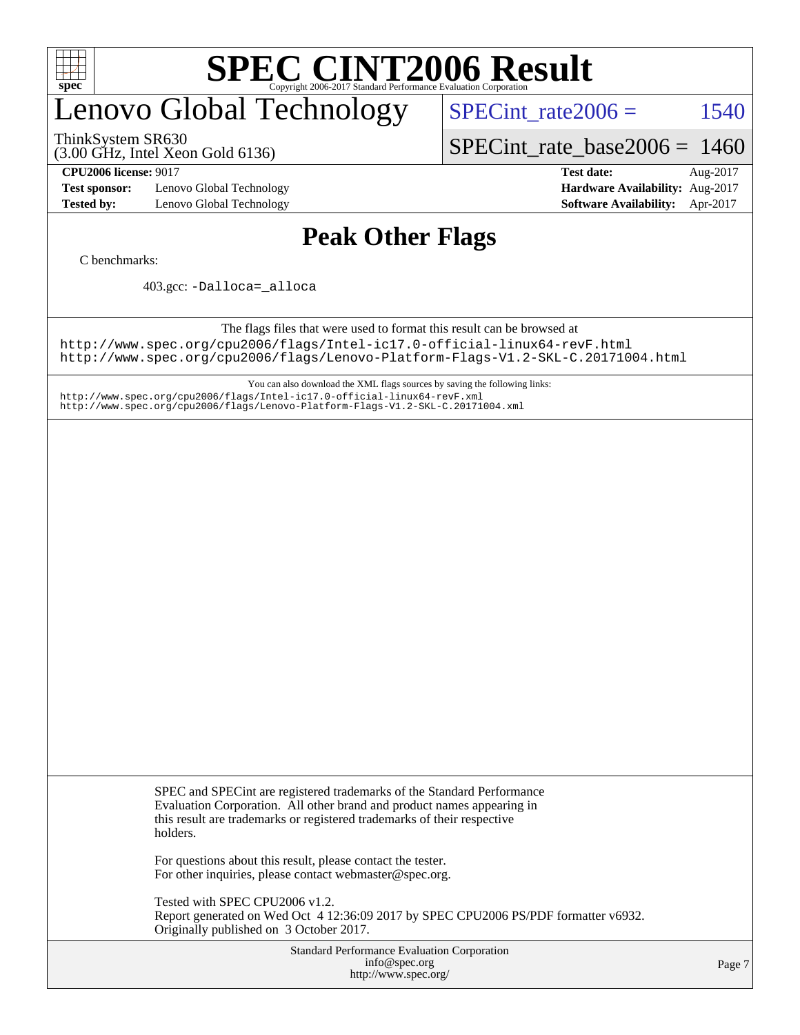# SPEC CINT2006 Result

Copyright 2006-2017 Standard Performance Evaluation Corporation

# Lenovo Global Technology

ThinkSystem SR630
(3.00 GHz, Intel Xeon Gold 6136)

SPECint_rate2006 = 1540

SPECint_rate_base2006 = 1460

**CPU2006 license:** 9017
**Test sponsor:** Lenovo Global Technology
**Tested by:** Lenovo Global Technology

**Test date:** Aug-2017
**Hardware Availability:** Aug-2017
**Software Availability:** Apr-2017

## Peak Other Flags

C benchmarks:

403.gcc: -Dalloca=_alloca

The flags files that were used to format this result can be browsed at
http://www.spec.org/cpu2006/flags/Intel-ic17.0-official-linux64-revF.html
http://www.spec.org/cpu2006/flags/Lenovo-Platform-Flags-V1.2-SKL-C.20171004.html

You can also download the XML flags sources by saving the following links:
http://www.spec.org/cpu2006/flags/Intel-ic17.0-official-linux64-revF.xml
http://www.spec.org/cpu2006/flags/Lenovo-Platform-Flags-V1.2-SKL-C.20171004.xml

SPEC and SPECint are registered trademarks of the Standard Performance Evaluation Corporation. All other brand and product names appearing in this result are trademarks or registered trademarks of their respective holders.

For questions about this result, please contact the tester.
For other inquiries, please contact webmaster@spec.org.

Tested with SPEC CPU2006 v1.2.
Report generated on Wed Oct 4 12:36:09 2017 by SPEC CPU2006 PS/PDF formatter v6932.
Originally published on 3 October 2017.

Standard Performance Evaluation Corporation
info@spec.org
http://www.spec.org/